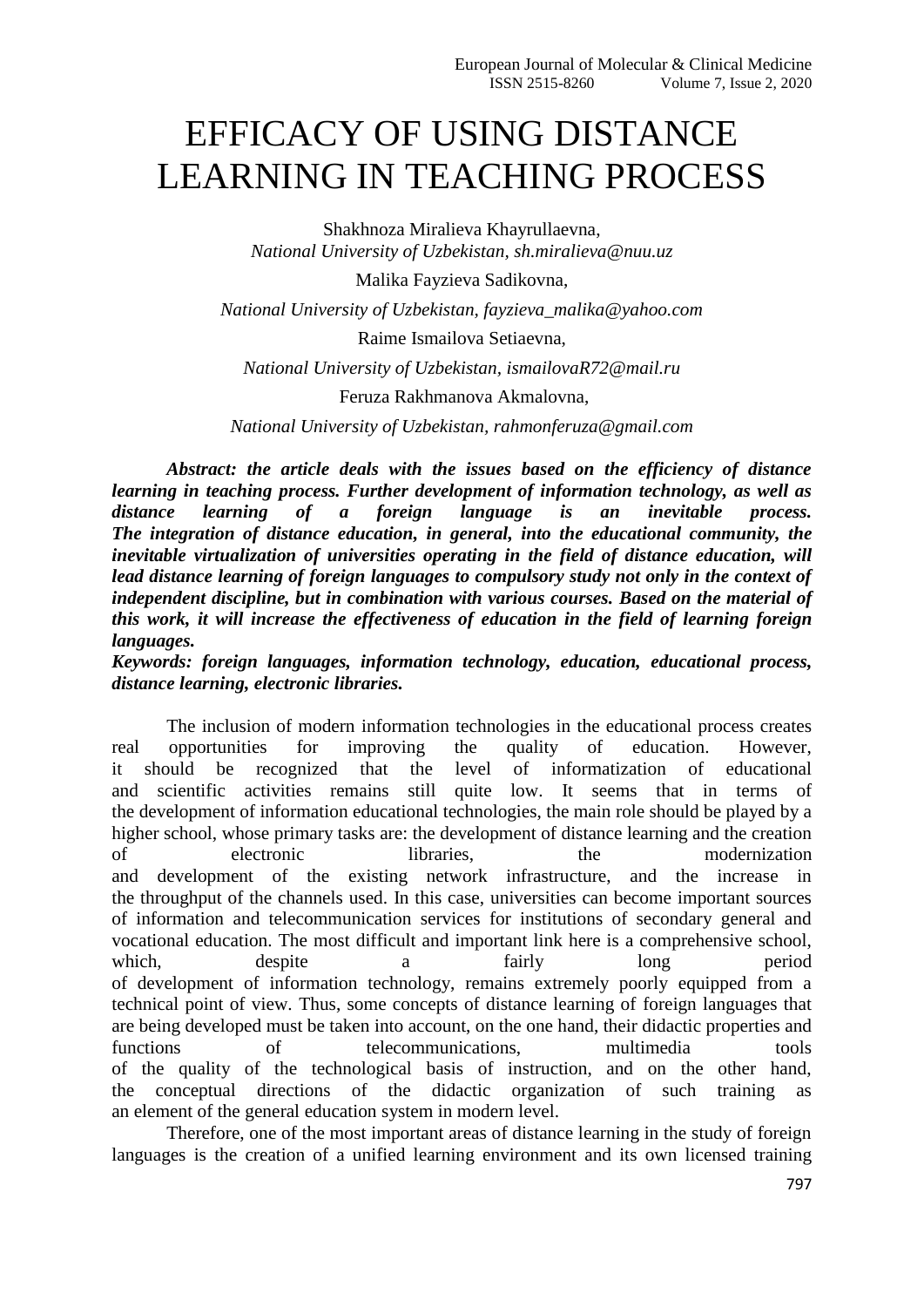# EFFICACY OF USING DISTANCE LEARNING IN TEACHING PROCESS

Shakhnoza Miralieva Khayrullaevna,
*National University of Uzbekistan, sh.miralieva@nuu.uz*

Malika Fayzieva Sadikovna,
*National University of Uzbekistan, fayzieva_malika@yahoo.com*

Raime Ismailova Setiaevna,
*National University of Uzbekistan, ismailovaR72@mail.ru*

Feruza Rakhmanova Akmalovna,
*National University of Uzbekistan, rahmonferuza@gmail.com*

***Abstract: the article deals with the issues based on the efficiency of distance learning in teaching process. Further development of information technology, as well as distance learning of a foreign language is an inevitable process. The integration of distance education, in general, into the educational community, the inevitable virtualization of universities operating in the field of distance education, will lead distance learning of foreign languages to compulsory study not only in the context of independent discipline, but in combination with various courses. Based on the material of this work, it will increase the effectiveness of education in the field of learning foreign languages.***

***Keywords: foreign languages, information technology, education, educational process, distance learning, electronic libraries.***

The inclusion of modern information technologies in the educational process creates real opportunities for improving the quality of education. However, it should be recognized that the level of informatization of educational and scientific activities remains still quite low. It seems that in terms of the development of information educational technologies, the main role should be played by a higher school, whose primary tasks are: the development of distance learning and the creation of electronic libraries, the modernization and development of the existing network infrastructure, and the increase in the throughput of the channels used. In this case, universities can become important sources of information and telecommunication services for institutions of secondary general and vocational education. The most difficult and important link here is a comprehensive school, which, despite a fairly long period of development of information technology, remains extremely poorly equipped from a technical point of view. Thus, some concepts of distance learning of foreign languages that are being developed must be taken into account, on the one hand, their didactic properties and functions of telecommunications, multimedia tools of the quality of the technological basis of instruction, and on the other hand, the conceptual directions of the didactic organization of such training as an element of the general education system in modern level.

Therefore, one of the most important areas of distance learning in the study of foreign languages is the creation of a unified learning environment and its own licensed training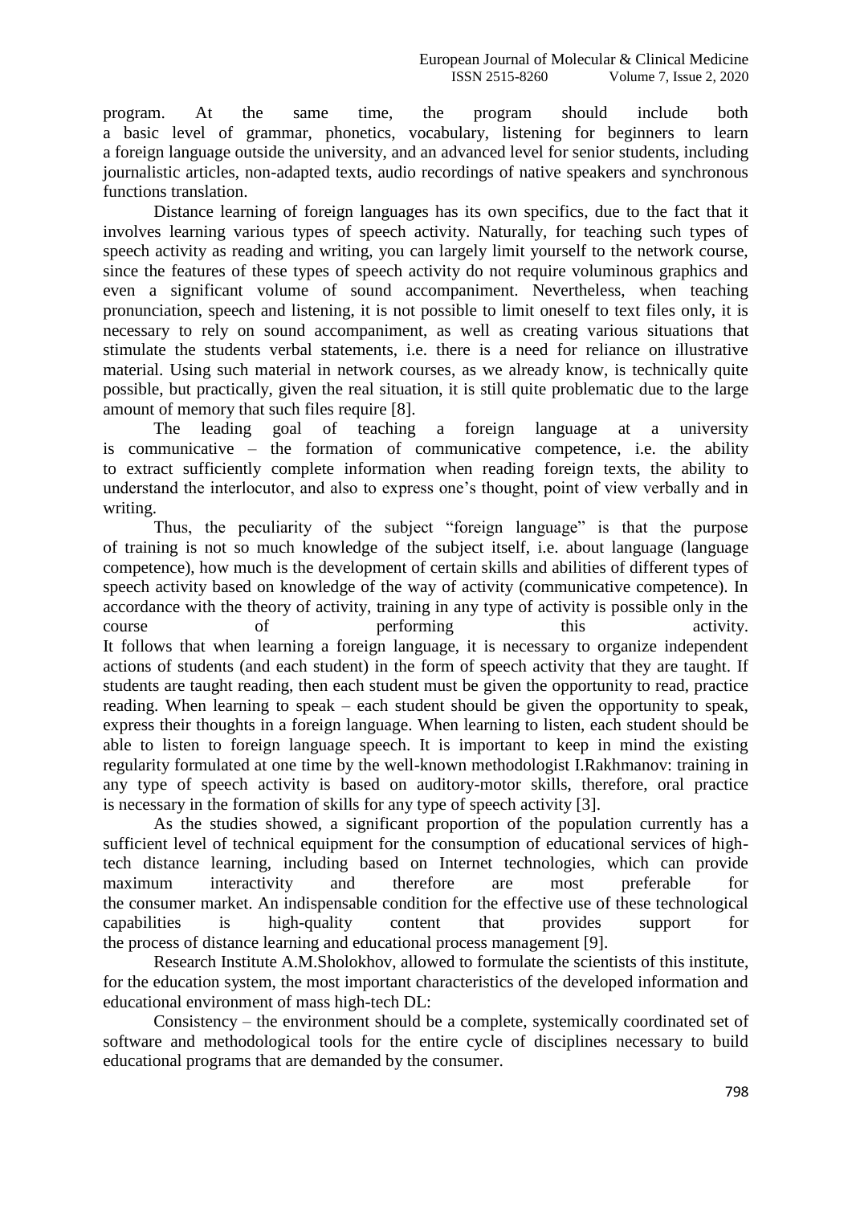program. At the same time, the program should include both a basic level of grammar, phonetics, vocabulary, listening for beginners to learn a foreign language outside the university, and an advanced level for senior students, including journalistic articles, non-adapted texts, audio recordings of native speakers and synchronous functions translation.

Distance learning of foreign languages has its own specifics, due to the fact that it involves learning various types of speech activity. Naturally, for teaching such types of speech activity as reading and writing, you can largely limit yourself to the network course, since the features of these types of speech activity do not require voluminous graphics and even a significant volume of sound accompaniment. Nevertheless, when teaching pronunciation, speech and listening, it is not possible to limit oneself to text files only, it is necessary to rely on sound accompaniment, as well as creating various situations that stimulate the students verbal statements, i.e. there is a need for reliance on illustrative material. Using such material in network courses, as we already know, is technically quite possible, but practically, given the real situation, it is still quite problematic due to the large amount of memory that such files require [8].

The leading goal of teaching a foreign language at a university is communicative – the formation of communicative competence, i.e. the ability to extract sufficiently complete information when reading foreign texts, the ability to understand the interlocutor, and also to express one's thought, point of view verbally and in writing.

Thus, the peculiarity of the subject "foreign language" is that the purpose of training is not so much knowledge of the subject itself, i.e. about language (language competence), how much is the development of certain skills and abilities of different types of speech activity based on knowledge of the way of activity (communicative competence). In accordance with the theory of activity, training in any type of activity is possible only in the course of performing this activity. It follows that when learning a foreign language, it is necessary to organize independent actions of students (and each student) in the form of speech activity that they are taught. If students are taught reading, then each student must be given the opportunity to read, practice reading. When learning to speak – each student should be given the opportunity to speak, express their thoughts in a foreign language. When learning to listen, each student should be able to listen to foreign language speech. It is important to keep in mind the existing regularity formulated at one time by the well-known methodologist I.Rakhmanov: training in any type of speech activity is based on auditory-motor skills, therefore, oral practice is necessary in the formation of skills for any type of speech activity [3].

As the studies showed, a significant proportion of the population currently has a sufficient level of technical equipment for the consumption of educational services of high-tech distance learning, including based on Internet technologies, which can provide maximum interactivity and therefore are most preferable for the consumer market. An indispensable condition for the effective use of these technological capabilities is high-quality content that provides support for the process of distance learning and educational process management [9].

Research Institute A.M.Sholokhov, allowed to formulate the scientists of this institute, for the education system, the most important characteristics of the developed information and educational environment of mass high-tech DL:

Consistency – the environment should be a complete, systemically coordinated set of software and methodological tools for the entire cycle of disciplines necessary to build educational programs that are demanded by the consumer.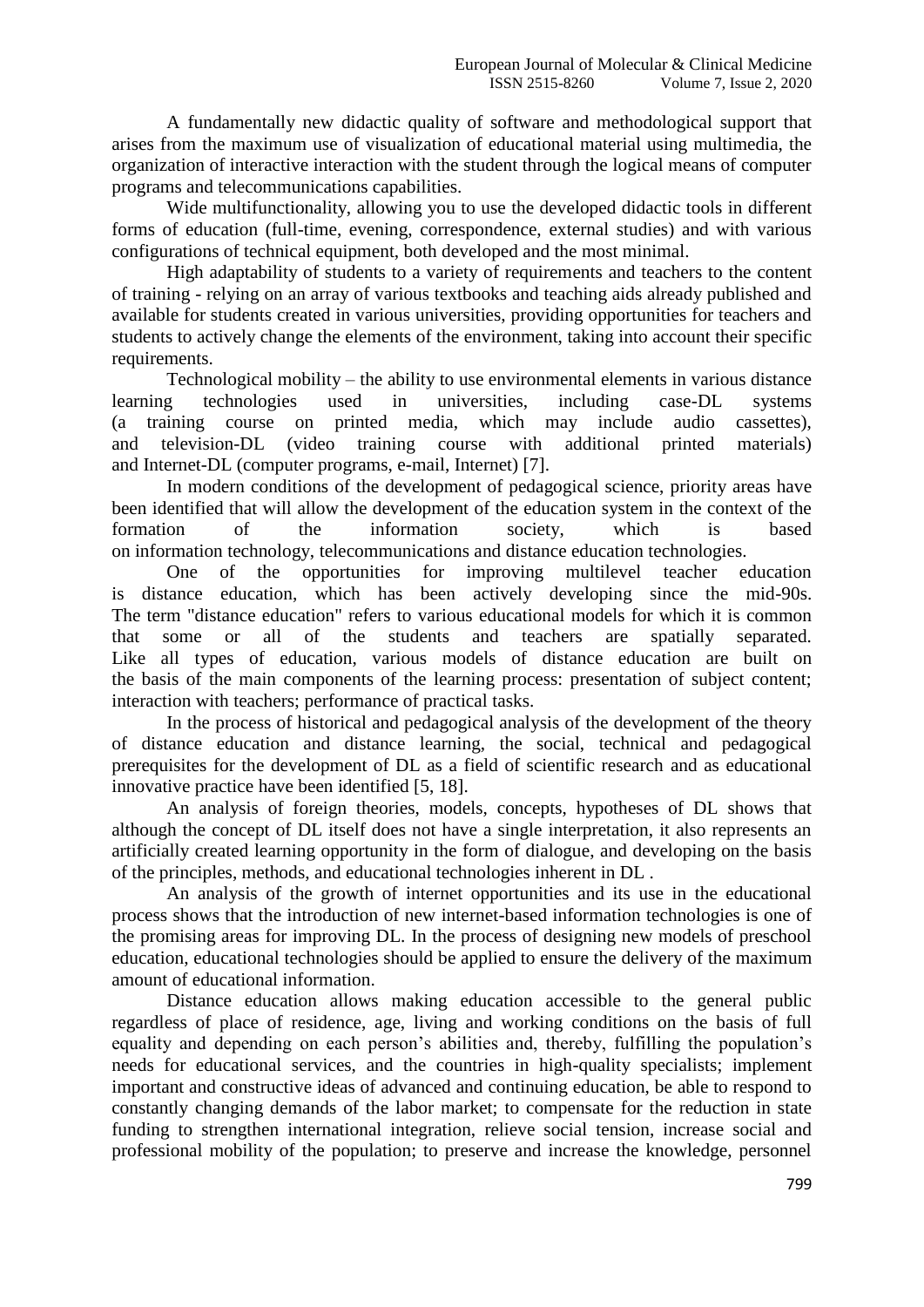A fundamentally new didactic quality of software and methodological support that arises from the maximum use of visualization of educational material using multimedia, the organization of interactive interaction with the student through the logical means of computer programs and telecommunications capabilities.

Wide multifunctionality, allowing you to use the developed didactic tools in different forms of education (full-time, evening, correspondence, external studies) and with various configurations of technical equipment, both developed and the most minimal.

High adaptability of students to a variety of requirements and teachers to the content of training - relying on an array of various textbooks and teaching aids already published and available for students created in various universities, providing opportunities for teachers and students to actively change the elements of the environment, taking into account their specific requirements.

Technological mobility – the ability to use environmental elements in various distance learning technologies used in universities, including case-DL systems (a training course on printed media, which may include audio cassettes), and television-DL (video training course with additional printed materials) and Internet-DL (computer programs, e-mail, Internet) [7].

In modern conditions of the development of pedagogical science, priority areas have been identified that will allow the development of the education system in the context of the formation of the information society, which is based on information technology, telecommunications and distance education technologies.

One of the opportunities for improving multilevel teacher education is distance education, which has been actively developing since the mid-90s. The term "distance education" refers to various educational models for which it is common that some or all of the students and teachers are spatially separated. Like all types of education, various models of distance education are built on the basis of the main components of the learning process: presentation of subject content; interaction with teachers; performance of practical tasks.

In the process of historical and pedagogical analysis of the development of the theory of distance education and distance learning, the social, technical and pedagogical prerequisites for the development of DL as a field of scientific research and as educational innovative practice have been identified [5, 18].

An analysis of foreign theories, models, concepts, hypotheses of DL shows that although the concept of DL itself does not have a single interpretation, it also represents an artificially created learning opportunity in the form of dialogue, and developing on the basis of the principles, methods, and educational technologies inherent in DL .

An analysis of the growth of internet opportunities and its use in the educational process shows that the introduction of new internet-based information technologies is one of the promising areas for improving DL. In the process of designing new models of preschool education, educational technologies should be applied to ensure the delivery of the maximum amount of educational information.

Distance education allows making education accessible to the general public regardless of place of residence, age, living and working conditions on the basis of full equality and depending on each person's abilities and, thereby, fulfilling the population's needs for educational services, and the countries in high-quality specialists; implement important and constructive ideas of advanced and continuing education, be able to respond to constantly changing demands of the labor market; to compensate for the reduction in state funding to strengthen international integration, relieve social tension, increase social and professional mobility of the population; to preserve and increase the knowledge, personnel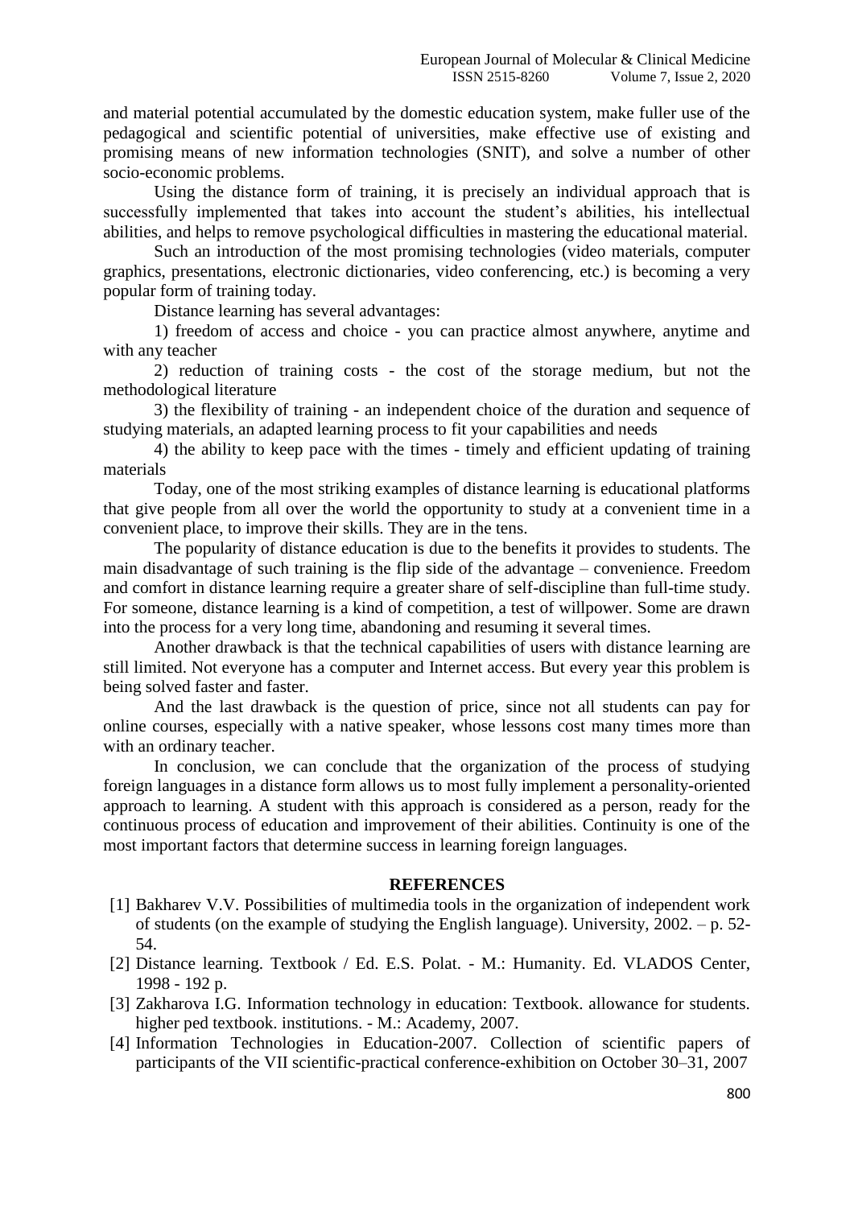and material potential accumulated by the domestic education system, make fuller use of the pedagogical and scientific potential of universities, make effective use of existing and promising means of new information technologies (SNIT), and solve a number of other socio-economic problems.

Using the distance form of training, it is precisely an individual approach that is successfully implemented that takes into account the student's abilities, his intellectual abilities, and helps to remove psychological difficulties in mastering the educational material.

Such an introduction of the most promising technologies (video materials, computer graphics, presentations, electronic dictionaries, video conferencing, etc.) is becoming a very popular form of training today.

Distance learning has several advantages:

1) freedom of access and choice - you can practice almost anywhere, anytime and with any teacher

2) reduction of training costs - the cost of the storage medium, but not the methodological literature

3) the flexibility of training - an independent choice of the duration and sequence of studying materials, an adapted learning process to fit your capabilities and needs

4) the ability to keep pace with the times - timely and efficient updating of training materials

Today, one of the most striking examples of distance learning is educational platforms that give people from all over the world the opportunity to study at a convenient time in a convenient place, to improve their skills. They are in the tens.

The popularity of distance education is due to the benefits it provides to students. The main disadvantage of such training is the flip side of the advantage – convenience. Freedom and comfort in distance learning require a greater share of self-discipline than full-time study. For someone, distance learning is a kind of competition, a test of willpower. Some are drawn into the process for a very long time, abandoning and resuming it several times.

Another drawback is that the technical capabilities of users with distance learning are still limited. Not everyone has a computer and Internet access. But every year this problem is being solved faster and faster.

And the last drawback is the question of price, since not all students can pay for online courses, especially with a native speaker, whose lessons cost many times more than with an ordinary teacher.

In conclusion, we can conclude that the organization of the process of studying foreign languages in a distance form allows us to most fully implement a personality-oriented approach to learning. A student with this approach is considered as a person, ready for the continuous process of education and improvement of their abilities. Continuity is one of the most important factors that determine success in learning foreign languages.

## REFERENCES

[1] Bakharev V.V. Possibilities of multimedia tools in the organization of independent work of students (on the example of studying the English language). University, 2002. – p. 52-54.

[2] Distance learning. Textbook / Ed. E.S. Polat. - M.: Humanity. Ed. VLADOS Center, 1998 - 192 p.

[3] Zakharova I.G. Information technology in education: Textbook. allowance for students. higher ped textbook. institutions. - M.: Academy, 2007.

[4] Information Technologies in Education-2007. Collection of scientific papers of participants of the VII scientific-practical conference-exhibition on October 30–31, 2007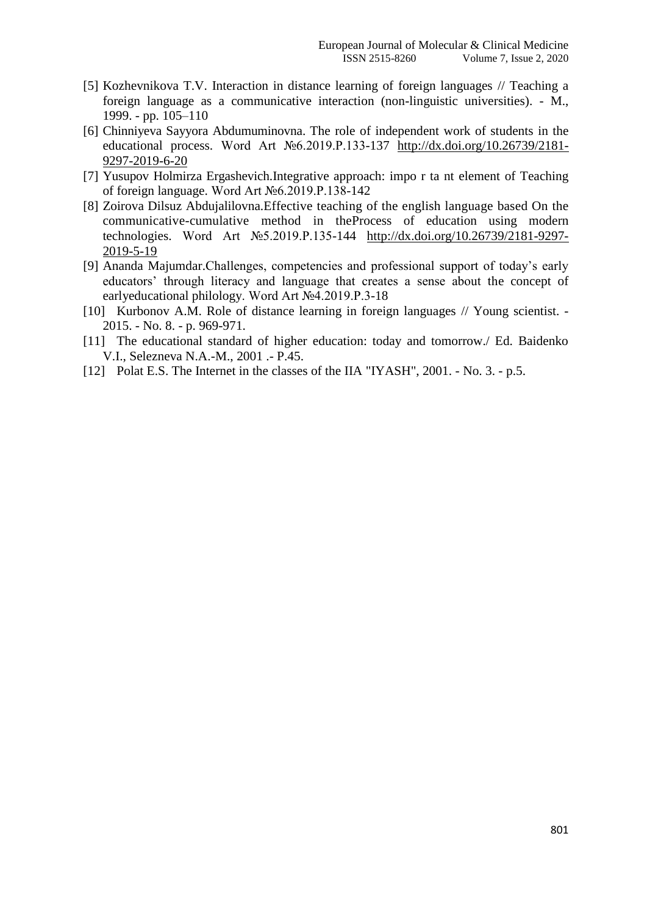[5] Kozhevnikova T.V. Interaction in distance learning of foreign languages // Teaching a foreign language as a communicative interaction (non-linguistic universities). - M., 1999. - pp. 105–110

[6] Chinniyeva Sayyora Abdumuminovna. The role of independent work of students in the educational process. Word Art №6.2019.P.133-137 http://dx.doi.org/10.26739/2181-9297-2019-6-20

[7] Yusupov Holmirza Ergashevich.Integrative approach: impo r ta nt element of Teaching of foreign language. Word Art №6.2019.P.138-142

[8] Zoirova Dilsuz Abdujalilovna.Effective teaching of the english language based On the communicative-cumulative method in theProcess of education using modern technologies. Word Art №5.2019.P.135-144 http://dx.doi.org/10.26739/2181-9297-2019-5-19

[9] Ananda Majumdar.Challenges, competencies and professional support of today's early educators' through literacy and language that creates a sense about the concept of earlyeducational philology. Word Art №4.2019.P.3-18

[10] Kurbonov A.M. Role of distance learning in foreign languages // Young scientist. - 2015. - No. 8. - p. 969-971.

[11] The educational standard of higher education: today and tomorrow./ Ed. Baidenko V.I., Selezneva N.A.-M., 2001 .- P.45.

[12] Polat E.S. The Internet in the classes of the IIA "IYASH", 2001. - No. 3. - p.5.